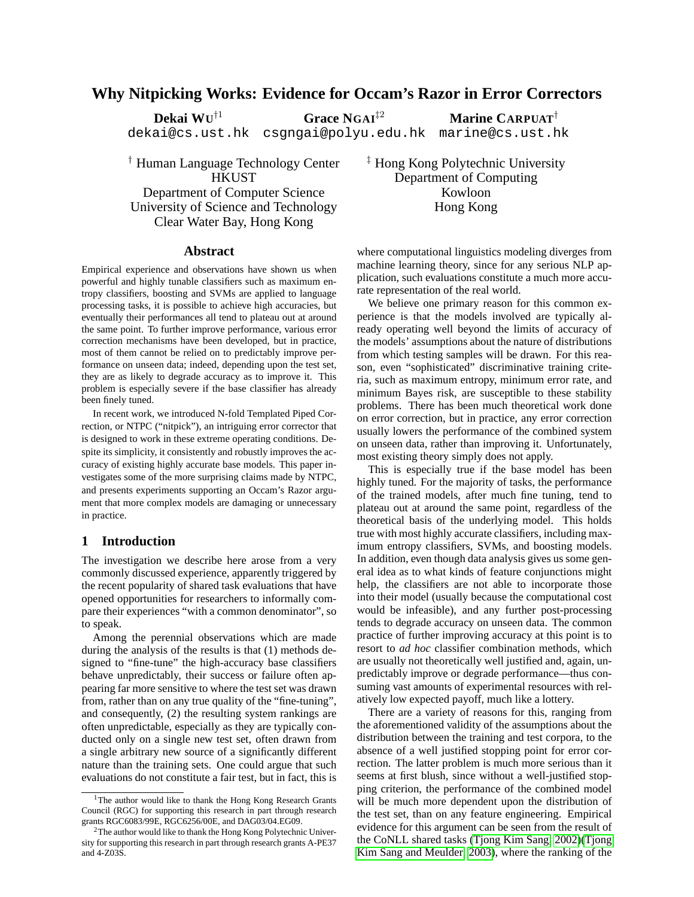# Why Nitpicking Works: Evidence for Occam's Razor in Error Correctors

**Dekai WU**[†1] dekai@cs.ust.hk

**Grace NGAI**[‡2] csgngai@polyu.edu.hk

**Marine CARPUAT**[†] marine@cs.ust.hk

[†] Human Language Technology Center
HKUST
Department of Computer Science
University of Science and Technology
Clear Water Bay, Hong Kong

[‡] Hong Kong Polytechnic University
Department of Computing
Kowloon
Hong Kong

## Abstract

Empirical experience and observations have shown us when powerful and highly tunable classifiers such as maximum entropy classifiers, boosting and SVMs are applied to language processing tasks, it is possible to achieve high accuracies, but eventually their performances all tend to plateau out at around the same point. To further improve performance, various error correction mechanisms have been developed, but in practice, most of them cannot be relied on to predictably improve performance on unseen data; indeed, depending upon the test set, they are as likely to degrade accuracy as to improve it. This problem is especially severe if the base classifier has already been finely tuned.

In recent work, we introduced N-fold Templated Piped Correction, or NTPC ("nitpick"), an intriguing error corrector that is designed to work in these extreme operating conditions. Despite its simplicity, it consistently and robustly improves the accuracy of existing highly accurate base models. This paper investigates some of the more surprising claims made by NTPC, and presents experiments supporting an Occam's Razor argument that more complex models are damaging or unnecessary in practice.

## 1 Introduction

The investigation we describe here arose from a very commonly discussed experience, apparently triggered by the recent popularity of shared task evaluations that have opened opportunities for researchers to informally compare their experiences "with a common denominator", so to speak.

Among the perennial observations which are made during the analysis of the results is that (1) methods designed to "fine-tune" the high-accuracy base classifiers behave unpredictably, their success or failure often appearing far more sensitive to where the test set was drawn from, rather than on any true quality of the "fine-tuning", and consequently, (2) the resulting system rankings are often unpredictable, especially as they are typically conducted only on a single new test set, often drawn from a single arbitrary new source of a significantly different nature than the training sets. One could argue that such evaluations do not constitute a fair test, but in fact, this is where computational linguistics modeling diverges from machine learning theory, since for any serious NLP application, such evaluations constitute a much more accurate representation of the real world.

We believe one primary reason for this common experience is that the models involved are typically already operating well beyond the limits of accuracy of the models' assumptions about the nature of distributions from which testing samples will be drawn. For this reason, even "sophisticated" discriminative training criteria, such as maximum entropy, minimum error rate, and minimum Bayes risk, are susceptible to these stability problems. There has been much theoretical work done on error correction, but in practice, any error correction usually lowers the performance of the combined system on unseen data, rather than improving it. Unfortunately, most existing theory simply does not apply.

This is especially true if the base model has been highly tuned. For the majority of tasks, the performance of the trained models, after much fine tuning, tend to plateau out at around the same point, regardless of the theoretical basis of the underlying model. This holds true with most highly accurate classifiers, including maximum entropy classifiers, SVMs, and boosting models. In addition, even though data analysis gives us some general idea as to what kinds of feature conjunctions might help, the classifiers are not able to incorporate those into their model (usually because the computational cost would be infeasible), and any further post-processing tends to degrade accuracy on unseen data. The common practice of further improving accuracy at this point is to resort to *ad hoc* classifier combination methods, which are usually not theoretically well justified and, again, unpredictably improve or degrade performance—thus consuming vast amounts of experimental resources with relatively low expected payoff, much like a lottery.

There are a variety of reasons for this, ranging from the aforementioned validity of the assumptions about the distribution between the training and test corpora, to the absence of a well justified stopping point for error correction. The latter problem is much more serious than it seems at first blush, since without a well-justified stopping criterion, the performance of the combined model will be much more dependent upon the distribution of the test set, than on any feature engineering. Empirical evidence for this argument can be seen from the result of the CoNLL shared tasks (Tjong Kim Sang, 2002)(Tjong Kim Sang and Meulder, 2003), where the ranking of the

[1] The author would like to thank the Hong Kong Research Grants Council (RGC) for supporting this research in part through research grants RGC6083/99E, RGC6256/00E, and DAG03/04.EG09.

[2] The author would like to thank the Hong Kong Polytechnic University for supporting this research in part through research grants A-PE37 and 4-Z03S.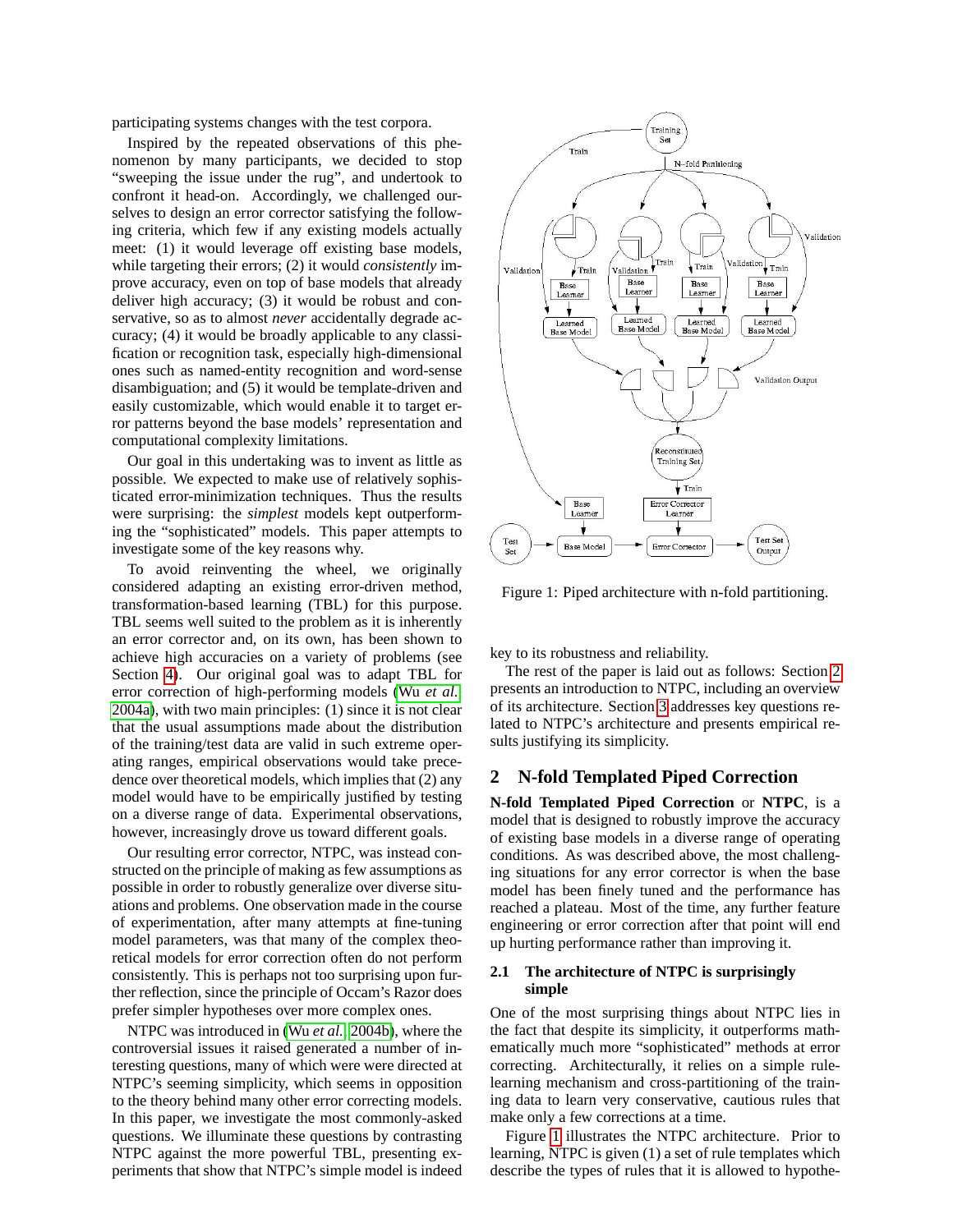participating systems changes with the test corpora.

Inspired by the repeated observations of this phenomenon by many participants, we decided to stop "sweeping the issue under the rug", and undertook to confront it head-on. Accordingly, we challenged ourselves to design an error corrector satisfying the following criteria, which few if any existing models actually meet: (1) it would leverage off existing base models, while targeting their errors; (2) it would *consistently* improve accuracy, even on top of base models that already deliver high accuracy; (3) it would be robust and conservative, so as to almost *never* accidentally degrade accuracy; (4) it would be broadly applicable to any classification or recognition task, especially high-dimensional ones such as named-entity recognition and word-sense disambiguation; and (5) it would be template-driven and easily customizable, which would enable it to target error patterns beyond the base models' representation and computational complexity limitations.

Our goal in this undertaking was to invent as little as possible. We expected to make use of relatively sophisticated error-minimization techniques. Thus the results were surprising: the *simplest* models kept outperforming the "sophisticated" models. This paper attempts to investigate some of the key reasons why.

To avoid reinventing the wheel, we originally considered adapting an existing error-driven method, transformation-based learning (TBL) for this purpose. TBL seems well suited to the problem as it is inherently an error corrector and, on its own, has been shown to achieve high accuracies on a variety of problems (see Section 4). Our original goal was to adapt TBL for error correction of high-performing models (Wu *et al.*, 2004a), with two main principles: (1) since it is not clear that the usual assumptions made about the distribution of the training/test data are valid in such extreme operating ranges, empirical observations would take precedence over theoretical models, which implies that (2) any model would have to be empirically justified by testing on a diverse range of data. Experimental observations, however, increasingly drove us toward different goals.

Our resulting error corrector, NTPC, was instead constructed on the principle of making as few assumptions as possible in order to robustly generalize over diverse situations and problems. One observation made in the course of experimentation, after many attempts at fine-tuning model parameters, was that many of the complex theoretical models for error correction often do not perform consistently. This is perhaps not too surprising upon further reflection, since the principle of Occam's Razor does prefer simpler hypotheses over more complex ones.

NTPC was introduced in (Wu *et al.*, 2004b), where the controversial issues it raised generated a number of interesting questions, many of which were were directed at NTPC's seeming simplicity, which seems in opposition to the theory behind many other error correcting models. In this paper, we investigate the most commonly-asked questions. We illuminate these questions by contrasting NTPC against the more powerful TBL, presenting experiments that show that NTPC's simple model is indeed key to its robustness and reliability.

Figure 1: Piped architecture with n-fold partitioning.

The rest of the paper is laid out as follows: Section 2 presents an introduction to NTPC, including an overview of its architecture. Section 3 addresses key questions related to NTPC's architecture and presents empirical results justifying its simplicity.

## 2 N-fold Templated Piped Correction

**N-fold Templated Piped Correction** or **NTPC**, is a model that is designed to robustly improve the accuracy of existing base models in a diverse range of operating conditions. As was described above, the most challenging situations for any error corrector is when the base model has been finely tuned and the performance has reached a plateau. Most of the time, any further feature engineering or error correction after that point will end up hurting performance rather than improving it.

### 2.1 The architecture of NTPC is surprisingly simple

One of the most surprising things about NTPC lies in the fact that despite its simplicity, it outperforms mathematically much more "sophisticated" methods at error correcting. Architecturally, it relies on a simple rule-learning mechanism and cross-partitioning of the training data to learn very conservative, cautious rules that make only a few corrections at a time.

Figure 1 illustrates the NTPC architecture. Prior to learning, NTPC is given (1) a set of rule templates which describe the types of rules that it is allowed to hypothe-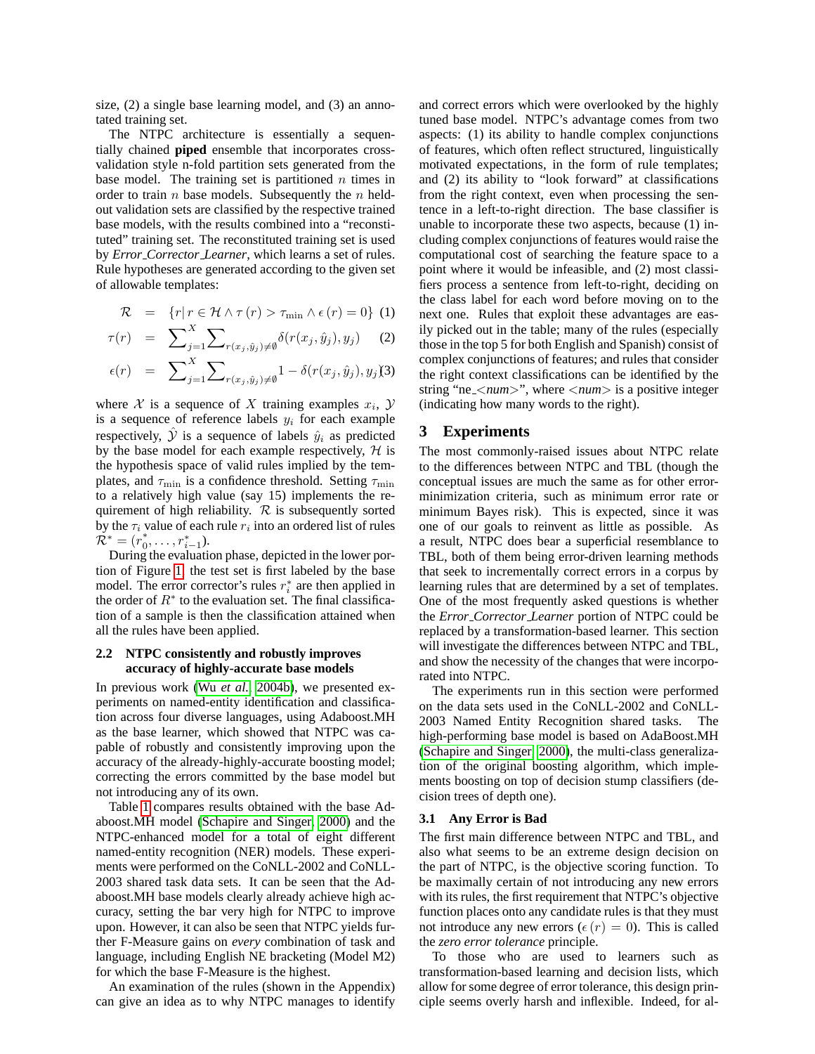size, (2) a single base learning model, and (3) an annotated training set.

The NTPC architecture is essentially a sequentially chained **piped** ensemble that incorporates cross-validation style n-fold partition sets generated from the base model. The training set is partitioned $n$ times in order to train $n$ base models. Subsequently the $n$ held-out validation sets are classified by the respective trained base models, with the results combined into a "reconstituted" training set. The reconstituted training set is used by *Error_Corrector_Learner*, which learns a set of rules. Rule hypotheses are generated according to the given set of allowable templates:

$$\mathcal{R} = \{r \,|\, r \in \mathcal{H} \wedge \tau(r) > \tau_{\min} \wedge \epsilon(r) = 0\} \quad (1)$$

$$\tau(r) = \sum_{j=1}^{X} \sum_{r(x_j,\hat{y}_j)\neq\emptyset} \delta(r(x_j,\hat{y}_j), y_j) \quad (2)$$

$$\epsilon(r) = \sum_{j=1}^{X} \sum_{r(x_j,\hat{y}_j)\neq\emptyset} 1 - \delta(r(x_j,\hat{y}_j), y_j) \quad (3)$$

where $\mathcal{X}$ is a sequence of $X$ training examples $x_i$, $\mathcal{Y}$ is a sequence of reference labels $y_i$ for each example respectively, $\hat{\mathcal{Y}}$ is a sequence of labels $\hat{y}_i$ as predicted by the base model for each example respectively, $\mathcal{H}$ is the hypothesis space of valid rules implied by the templates, and $\tau_{\min}$ is a confidence threshold. Setting $\tau_{\min}$ to a relatively high value (say 15) implements the requirement of high reliability. $\mathcal{R}$ is subsequently sorted by the $\tau_i$ value of each rule $r_i$ into an ordered list of rules $\mathcal{R}^* = (r_0^*, \ldots, r_{i-1}^*)$.

During the evaluation phase, depicted in the lower portion of Figure 1, the test set is first labeled by the base model. The error corrector's rules $r_i^*$ are then applied in the order of $R^*$ to the evaluation set. The final classification of a sample is then the classification attained when all the rules have been applied.

### 2.2 NTPC consistently and robustly improves accuracy of highly-accurate base models

In previous work (Wu *et al.*, 2004b), we presented experiments on named-entity identification and classification across four diverse languages, using Adaboost.MH as the base learner, which showed that NTPC was capable of robustly and consistently improving upon the accuracy of the already-highly-accurate boosting model; correcting the errors committed by the base model but not introducing any of its own.

Table 1 compares results obtained with the base Adaboost.MH model (Schapire and Singer, 2000) and the NTPC-enhanced model for a total of eight different named-entity recognition (NER) models. These experiments were performed on the CoNLL-2002 and CoNLL-2003 shared task data sets. It can be seen that the Adaboost.MH base models clearly already achieve high accuracy, setting the bar very high for NTPC to improve upon. However, it can also be seen that NTPC yields further F-Measure gains on *every* combination of task and language, including English NE bracketing (Model M2) for which the base F-Measure is the highest.

An examination of the rules (shown in the Appendix) can give an idea as to why NTPC manages to identify and correct errors which were overlooked by the highly tuned base model. NTPC's advantage comes from two aspects: (1) its ability to handle complex conjunctions of features, which often reflect structured, linguistically motivated expectations, in the form of rule templates; and (2) its ability to "look forward" at classifications from the right context, even when processing the sentence in a left-to-right direction. The base classifier is unable to incorporate these two aspects, because (1) including complex conjunctions of features would raise the computational cost of searching the feature space to a point where it would be infeasible, and (2) most classifiers process a sentence from left-to-right, deciding on the class label for each word before moving on to the next one. Rules that exploit these advantages are easily picked out in the table; many of the rules (especially those in the top 5 for both English and Spanish) consist of complex conjunctions of features; and rules that consider the right context classifications can be identified by the string "ne_<*num*>", where <*num*> is a positive integer (indicating how many words to the right).

## 3 Experiments

The most commonly-raised issues about NTPC relate to the differences between NTPC and TBL (though the conceptual issues are much the same as for other error-minimization criteria, such as minimum error rate or minimum Bayes risk). This is expected, since it was one of our goals to reinvent as little as possible. As a result, NTPC does bear a superficial resemblance to TBL, both of them being error-driven learning methods that seek to incrementally correct errors in a corpus by learning rules that are determined by a set of templates. One of the most frequently asked questions is whether the *Error_Corrector_Learner* portion of NTPC could be replaced by a transformation-based learner. This section will investigate the differences between NTPC and TBL, and show the necessity of the changes that were incorporated into NTPC.

The experiments run in this section were performed on the data sets used in the CoNLL-2002 and CoNLL-2003 Named Entity Recognition shared tasks. The high-performing base model is based on AdaBoost.MH (Schapire and Singer, 2000), the multi-class generalization of the original boosting algorithm, which implements boosting on top of decision stump classifiers (decision trees of depth one).

### 3.1 Any Error is Bad

The first main difference between NTPC and TBL, and also what seems to be an extreme design decision on the part of NTPC, is the objective scoring function. To be maximally certain of not introducing any new errors with its rules, the first requirement that NTPC's objective function places onto any candidate rules is that they must not introduce any new errors ($\epsilon(r) = 0$). This is called the *zero error tolerance* principle.

To those who are used to learners such as transformation-based learning and decision lists, which allow for some degree of error tolerance, this design principle seems overly harsh and inflexible. Indeed, for al-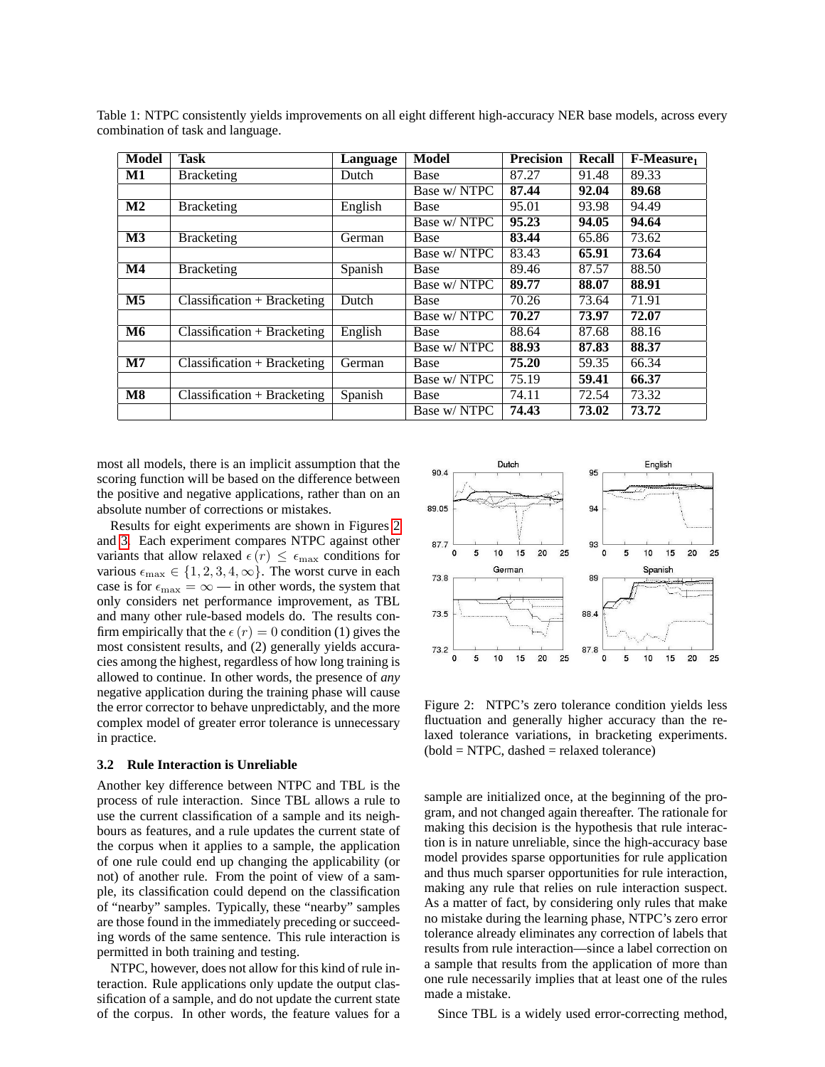Table 1: NTPC consistently yields improvements on all eight different high-accuracy NER base models, across every combination of task and language.

| Model | Task | Language | Model | Precision | Recall | F-Measure$_1$ |
|---|---|---|---|---|---|---|
| **M1** | Bracketing | Dutch | Base | 87.27 | 91.48 | 89.33 |
| | | | Base w/ NTPC | **87.44** | **92.04** | **89.68** |
| **M2** | Bracketing | English | Base | 95.01 | 93.98 | 94.49 |
| | | | Base w/ NTPC | **95.23** | **94.05** | **94.64** |
| **M3** | Bracketing | German | Base | **83.44** | 65.86 | 73.62 |
| | | | Base w/ NTPC | 83.43 | **65.91** | **73.64** |
| **M4** | Bracketing | Spanish | Base | 89.46 | 87.57 | 88.50 |
| | | | Base w/ NTPC | **89.77** | **88.07** | **88.91** |
| **M5** | Classification + Bracketing | Dutch | Base | 70.26 | 73.64 | 71.91 |
| | | | Base w/ NTPC | **70.27** | **73.97** | **72.07** |
| **M6** | Classification + Bracketing | English | Base | 88.64 | 87.68 | 88.16 |
| | | | Base w/ NTPC | **88.93** | **87.83** | **88.37** |
| **M7** | Classification + Bracketing | German | Base | **75.20** | 59.35 | 66.34 |
| | | | Base w/ NTPC | 75.19 | **59.41** | **66.37** |
| **M8** | Classification + Bracketing | Spanish | Base | 74.11 | 72.54 | 73.32 |
| | | | Base w/ NTPC | **74.43** | **73.02** | **73.72** |

most all models, there is an implicit assumption that the scoring function will be based on the difference between the positive and negative applications, rather than on an absolute number of corrections or mistakes.

Results for eight experiments are shown in Figures 2 and 3. Each experiment compares NTPC against other variants that allow relaxed $\epsilon(r) \leq \epsilon_{\max}$ conditions for various $\epsilon_{\max} \in \{1, 2, 3, 4, \infty\}$. The worst curve in each case is for $\epsilon_{\max} = \infty$ — in other words, the system that only considers net performance improvement, as TBL and many other rule-based models do. The results confirm empirically that the $\epsilon(r) = 0$ condition (1) gives the most consistent results, and (2) generally yields accuracies among the highest, regardless of how long training is allowed to continue. In other words, the presence of *any* negative application during the training phase will cause the error corrector to behave unpredictably, and the more complex model of greater error tolerance is unnecessary in practice.

Figure 2: NTPC's zero tolerance condition yields less fluctuation and generally higher accuracy than the relaxed tolerance variations, in bracketing experiments. (bold = NTPC, dashed = relaxed tolerance)

### 3.2 Rule Interaction is Unreliable

Another key difference between NTPC and TBL is the process of rule interaction. Since TBL allows a rule to use the current classification of a sample and its neighbours as features, and a rule updates the current state of the corpus when it applies to a sample, the application of one rule could end up changing the applicability (or not) of another rule. From the point of view of a sample, its classification could depend on the classification of "nearby" samples. Typically, these "nearby" samples are those found in the immediately preceding or succeeding words of the same sentence. This rule interaction is permitted in both training and testing.

NTPC, however, does not allow for this kind of rule interaction. Rule applications only update the output classification of a sample, and do not update the current state of the corpus. In other words, the feature values for a sample are initialized once, at the beginning of the program, and not changed again thereafter. The rationale for making this decision is the hypothesis that rule interaction is in nature unreliable, since the high-accuracy base model provides sparse opportunities for rule application and thus much sparser opportunities for rule interaction, making any rule that relies on rule interaction suspect. As a matter of fact, by considering only rules that make no mistake during the learning phase, NTPC's zero error tolerance already eliminates any correction of labels that results from rule interaction—since a label correction on a sample that results from the application of more than one rule necessarily implies that at least one of the rules made a mistake.

Since TBL is a widely used error-correcting method,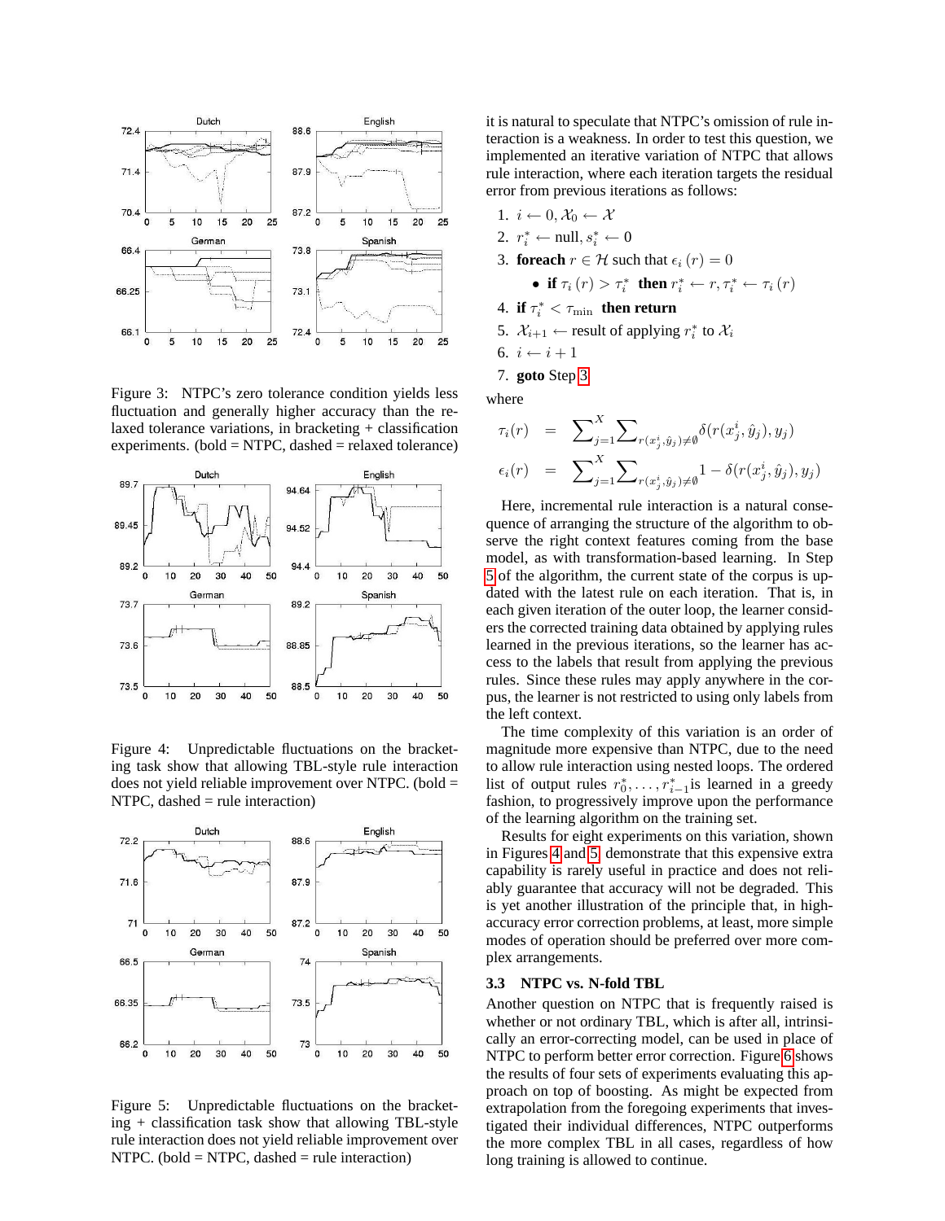Figure 3: NTPC's zero tolerance condition yields less fluctuation and generally higher accuracy than the relaxed tolerance variations, in bracketing + classification experiments. (bold = NTPC, dashed = relaxed tolerance)

Figure 4: Unpredictable fluctuations on the bracketing task show that allowing TBL-style rule interaction does not yield reliable improvement over NTPC. (bold = NTPC, dashed = rule interaction)

Figure 5: Unpredictable fluctuations on the bracketing + classification task show that allowing TBL-style rule interaction does not yield reliable improvement over NTPC. (bold = NTPC, dashed = rule interaction)

it is natural to speculate that NTPC's omission of rule interaction is a weakness. In order to test this question, we implemented an iterative variation of NTPC that allows rule interaction, where each iteration targets the residual error from previous iterations as follows:

1. $i \leftarrow 0, \mathcal{X}_0 \leftarrow \mathcal{X}$
2. $r_i^* \leftarrow \text{null}, s_i^* \leftarrow 0$
3. **foreach** $r \in \mathcal{H}$ such that $\epsilon_i(r) = 0$
   - **if** $\tau_i(r) > \tau_i^*$ **then** $r_i^* \leftarrow r, \tau_i^* \leftarrow \tau_i(r)$
4. **if** $\tau_i^* < \tau_{\min}$ **then return**
5. $\mathcal{X}_{i+1} \leftarrow$ result of applying $r_i^*$ to $\mathcal{X}_i$
6. $i \leftarrow i + 1$
7. **goto** Step 3

where

$$\tau_i(r) = \sum_{j=1}^{X} \sum_{r(x_j^i, \hat{y}_j) \neq \emptyset} \delta(r(x_j^i, \hat{y}_j), y_j)$$

$$\epsilon_i(r) = \sum_{j=1}^{X} \sum_{r(x_j^i, \hat{y}_j) \neq \emptyset} 1 - \delta(r(x_j^i, \hat{y}_j), y_j)$$

Here, incremental rule interaction is a natural consequence of arranging the structure of the algorithm to observe the right context features coming from the base model, as with transformation-based learning. In Step 5 of the algorithm, the current state of the corpus is updated with the latest rule on each iteration. That is, in each given iteration of the outer loop, the learner considers the corrected training data obtained by applying rules learned in the previous iterations, so the learner has access to the labels that result from applying the previous rules. Since these rules may apply anywhere in the corpus, the learner is not restricted to using only labels from the left context.

The time complexity of this variation is an order of magnitude more expensive than NTPC, due to the need to allow rule interaction using nested loops. The ordered list of output rules $r_0^*, \ldots, r_{i-1}^*$ is learned in a greedy fashion, to progressively improve upon the performance of the learning algorithm on the training set.

Results for eight experiments on this variation, shown in Figures 4 and 5, demonstrate that this expensive extra capability is rarely useful in practice and does not reliably guarantee that accuracy will not be degraded. This is yet another illustration of the principle that, in high-accuracy error correction problems, at least, more simple modes of operation should be preferred over more complex arrangements.

### 3.3 NTPC vs. N-fold TBL

Another question on NTPC that is frequently raised is whether or not ordinary TBL, which is after all, intrinsically an error-correcting model, can be used in place of NTPC to perform better error correction. Figure 6 shows the results of four sets of experiments evaluating this approach on top of boosting. As might be expected from extrapolation from the foregoing experiments that investigated their individual differences, NTPC outperforms the more complex TBL in all cases, regardless of how long training is allowed to continue.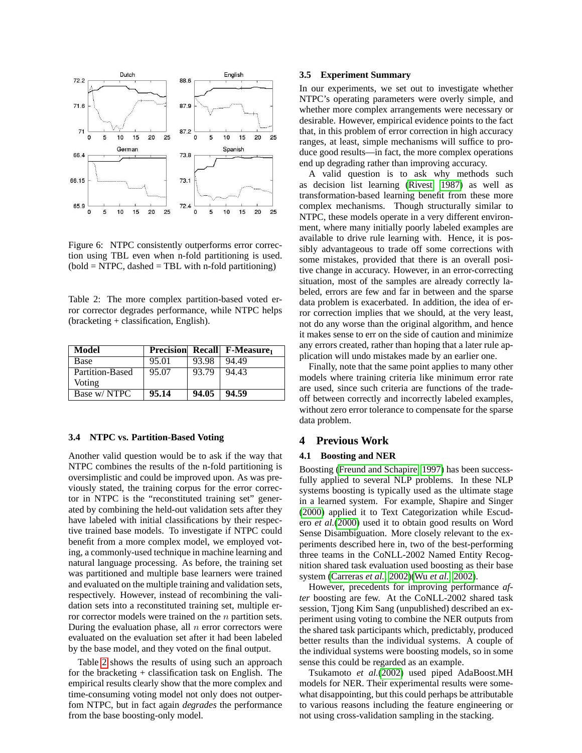Figure 6: NTPC consistently outperforms error correction using TBL even when n-fold partitioning is used. (bold = NTPC, dashed = TBL with n-fold partitioning)

Table 2: The more complex partition-based voted error corrector degrades performance, while NTPC helps (bracketing + classification, English).

| Model | Precision | Recall | F-Measure$_1$ |
|---|---|---|---|
| Base | 95.01 | 93.98 | 94.49 |
| Partition-Based Voting | 95.07 | 93.79 | 94.43 |
| Base w/ NTPC | **95.14** | **94.05** | **94.59** |

### 3.4 NTPC vs. Partition-Based Voting

Another valid question would be to ask if the way that NTPC combines the results of the n-fold partitioning is oversimplistic and could be improved upon. As was previously stated, the training corpus for the error corrector in NTPC is the "reconstituted training set" generated by combining the held-out validation sets after they have labeled with initial classifications by their respective trained base models. To investigate if NTPC could benefit from a more complex model, we employed voting, a commonly-used technique in machine learning and natural language processing. As before, the training set was partitioned and multiple base learners were trained and evaluated on the multiple training and validation sets, respectively. However, instead of recombining the validation sets into a reconstituted training set, multiple error corrector models were trained on the $n$ partition sets. During the evaluation phase, all $n$ error correctors were evaluated on the evaluation set after it had been labeled by the base model, and they voted on the final output.

Table 2 shows the results of using such an approach for the bracketing + classification task on English. The empirical results clearly show that the more complex and time-consuming voting model not only does not outperfom NTPC, but in fact again *degrades* the performance from the base boosting-only model.

### 3.5 Experiment Summary

In our experiments, we set out to investigate whether NTPC's operating parameters were overly simple, and whether more complex arrangements were necessary or desirable. However, empirical evidence points to the fact that, in this problem of error correction in high accuracy ranges, at least, simple mechanisms will suffice to produce good results—in fact, the more complex operations end up degrading rather than improving accuracy.

A valid question is to ask why methods such as decision list learning (Rivest, 1987) as well as transformation-based learning benefit from these more complex mechanisms. Though structurally similar to NTPC, these models operate in a very different environment, where many initially poorly labeled examples are available to drive rule learning with. Hence, it is possibly advantageous to trade off some corrections with some mistakes, provided that there is an overall positive change in accuracy. However, in an error-correcting situation, most of the samples are already correctly labeled, errors are few and far in between and the sparse data problem is exacerbated. In addition, the idea of error correction implies that we should, at the very least, not do any worse than the original algorithm, and hence it makes sense to err on the side of caution and minimize any errors created, rather than hoping that a later rule application will undo mistakes made by an earlier one.

Finally, note that the same point applies to many other models where training criteria like minimum error rate are used, since such criteria are functions of the tradeoff between correctly and incorrectly labeled examples, without zero error tolerance to compensate for the sparse data problem.

## 4 Previous Work

### 4.1 Boosting and NER

Boosting (Freund and Schapire, 1997) has been successfully applied to several NLP problems. In these NLP systems boosting is typically used as the ultimate stage in a learned system. For example, Shapire and Singer (2000) applied it to Text Categorization while Escudero *et al.*(2000) used it to obtain good results on Word Sense Disambiguation. More closely relevant to the experiments described here in, two of the best-performing three teams in the CoNLL-2002 Named Entity Recognition shared task evaluation used boosting as their base system (Carreras *et al.*, 2002)(Wu *et al.*, 2002).

However, precedents for improving performance *after* boosting are few. At the CoNLL-2002 shared task session, Tjong Kim Sang (unpublished) described an experiment using voting to combine the NER outputs from the shared task participants which, predictably, produced better results than the individual systems. A couple of the individual systems were boosting models, so in some sense this could be regarded as an example.

Tsukamoto *et al.*(2002) used piped AdaBoost.MH models for NER. Their experimental results were somewhat disappointing, but this could perhaps be attributable to various reasons including the feature engineering or not using cross-validation sampling in the stacking.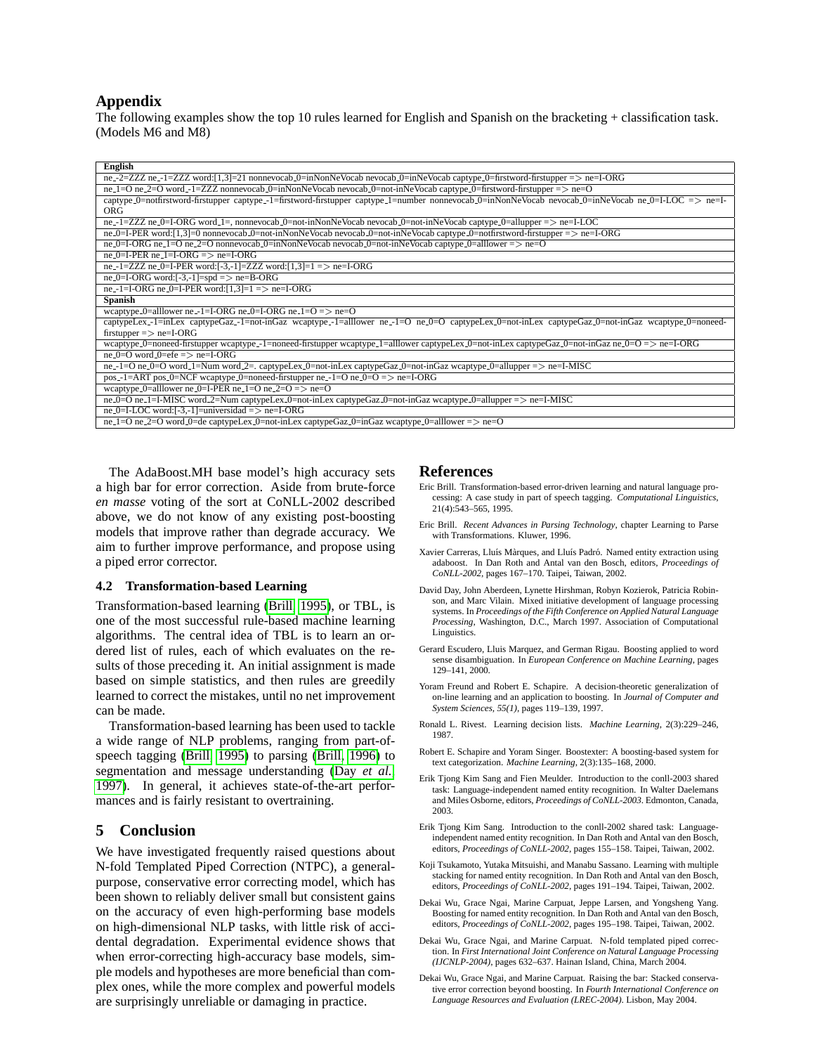## Appendix

The following examples show the top 10 rules learned for English and Spanish on the bracketing + classification task. (Models M6 and M8)

| **English** |
|---|
| ne_-2=ZZZ ne_-1=ZZZ word:[1,3]=21 nonnevocab_0=inNonNeVocab nevocab_0=inNeVocab captype_0=firstword-firstupper => ne=I-ORG |
| ne_1=O ne_2=O word_-1=ZZZ nonnevocab_0=inNonNeVocab nevocab_0=not-inNeVocab captype_0=firstword-firstupper => ne=O |
| captype_0=notfirstword-firstupper captype_-1=firstword-firstupper captype_1=number nonnevocab_0=inNonNeVocab nevocab_0=inNeVocab ne_0=I-LOC => ne=I-ORG |
| ne_-1=ZZZ ne_0=I-ORG word_1=, nonnevocab_0=not-inNonNeVocab nevocab_0=not-inNeVocab captype_0=allupper => ne=I-LOC |
| ne_0=I-PER word:[1,3]=0 nonnevocab_0=not-inNonNeVocab nevocab_0=not-inNeVocab captype_0=notfirstword-firstupper => ne=I-ORG |
| ne_0=I-ORG ne_1=O ne_2=O nonnevocab_0=inNonNeVocab nevocab_0=not-inNeVocab captype_0=alllower => ne=O |
| ne_0=I-PER ne_1=I-ORG => ne=I-ORG |
| ne_-1=ZZZ ne_0=I-PER word:[-3,-1]=ZZZ word:[1,3]=1 => ne=I-ORG |
| ne_0=I-ORG word:[-3,-1]=spd => ne=B-ORG |
| ne_-1=I-ORG ne_0=I-PER word:[1,3]=1 => ne=I-ORG |
| **Spanish** |
| wcaptype_0=alllower ne_-1=I-ORG ne_0=I-ORG ne_1=O => ne=O |
| captypeLex_-1=inLex captypeGaz_-1=not-inGaz wcaptype_-1=alllower ne_-1=O ne_0=O captypeLex_0=not-inLex captypeGaz_0=not-inGaz wcaptype_0=noneed-firstupper => ne=I-ORG |
| wcaptype_0=noneed-firstupper wcaptype_-1=noneed-firstupper wcaptype_1=alllower captypeLex_0=not-inLex captypeGaz_0=not-inGaz ne_0=O => ne=I-ORG |
| ne_0=O word_0=efe => ne=I-ORG |
| ne_-1=O ne_0=O word_1=Num word_2=. captypeLex_0=not-inLex captypeGaz_0=not-inGaz wcaptype_0=allupper => ne=I-MISC |
| pos_-1=ART pos_0=NCF wcaptype_0=noneed-firstupper ne_-1=O ne_0=O => ne=I-ORG |
| wcaptype_0=alllower ne_0=I-PER ne_1=O ne_2=O => ne=O |
| ne_0=O ne_1=I-MISC word_2=Num captypeLex_0=not-inLex captypeGaz_0=not-inGaz wcaptype_0=allupper => ne=I-MISC |
| ne_0=I-LOC word:[-3,-1]=universidad => ne=I-ORG |
| ne_1=O ne_2=O word_0=de captypeLex_0=not-inLex captypeGaz_0=inGaz wcaptype_0=alllower => ne=O |

The AdaBoost.MH base model's high accuracy sets a high bar for error correction. Aside from brute-force *en masse* voting of the sort at CoNLL-2002 described above, we do not know of any existing post-boosting models that improve rather than degrade accuracy. We aim to further improve performance, and propose using a piped error corrector.

### 4.2 Transformation-based Learning

Transformation-based learning (Brill, 1995), or TBL, is one of the most successful rule-based machine learning algorithms. The central idea of TBL is to learn an ordered list of rules, each of which evaluates on the results of those preceding it. An initial assignment is made based on simple statistics, and then rules are greedily learned to correct the mistakes, until no net improvement can be made.

Transformation-based learning has been used to tackle a wide range of NLP problems, ranging from part-of-speech tagging (Brill, 1995) to parsing (Brill, 1996) to segmentation and message understanding (Day *et al.*, 1997). In general, it achieves state-of-the-art performances and is fairly resistant to overtraining.

## 5 Conclusion

We have investigated frequently raised questions about N-fold Templated Piped Correction (NTPC), a general-purpose, conservative error correcting model, which has been shown to reliably deliver small but consistent gains on the accuracy of even high-performing base models on high-dimensional NLP tasks, with little risk of accidental degradation. Experimental evidence shows that when error-correcting high-accuracy base models, simple models and hypotheses are more beneficial than complex ones, while the more complex and powerful models are surprisingly unreliable or damaging in practice.

## References

Eric Brill. Transformation-based error-driven learning and natural language processing: A case study in part of speech tagging. *Computational Linguistics*, 21(4):543–565, 1995.

Eric Brill. *Recent Advances in Parsing Technology*, chapter Learning to Parse with Transformations. Kluwer, 1996.

Xavier Carreras, Lluís Màrques, and Lluís Padró. Named entity extraction using adaboost. In Dan Roth and Antal van den Bosch, editors, *Proceedings of CoNLL-2002*, pages 167–170. Taipei, Taiwan, 2002.

David Day, John Aberdeen, Lynette Hirshman, Robyn Kozierok, Patricia Robinson, and Marc Vilain. Mixed initiative development of language processing systems. In *Proceedings of the Fifth Conference on Applied Natural Language Processing*, Washington, D.C., March 1997. Association of Computational Linguistics.

Gerard Escudero, Lluis Marquez, and German Rigau. Boosting applied to word sense disambiguation. In *European Conference on Machine Learning*, pages 129–141, 2000.

Yoram Freund and Robert E. Schapire. A decision-theoretic generalization of on-line learning and an application to boosting. In *Journal of Computer and System Sciences, 55(1)*, pages 119–139, 1997.

Ronald L. Rivest. Learning decision lists. *Machine Learning*, 2(3):229–246, 1987.

Robert E. Schapire and Yoram Singer. Boostexter: A boosting-based system for text categorization. *Machine Learning*, 2(3):135–168, 2000.

Erik Tjong Kim Sang and Fien Meulder. Introduction to the conll-2003 shared task: Language-independent named entity recognition. In Walter Daelemans and Miles Osborne, editors, *Proceedings of CoNLL-2003*. Edmonton, Canada, 2003.

Erik Tjong Kim Sang. Introduction to the conll-2002 shared task: Language-independent named entity recognition. In Dan Roth and Antal van den Bosch, editors, *Proceedings of CoNLL-2002*, pages 155–158. Taipei, Taiwan, 2002.

Koji Tsukamoto, Yutaka Mitsuishi, and Manabu Sassano. Learning with multiple stacking for named entity recognition. In Dan Roth and Antal van den Bosch, editors, *Proceedings of CoNLL-2002*, pages 191–194. Taipei, Taiwan, 2002.

Dekai Wu, Grace Ngai, Marine Carpuat, Jeppe Larsen, and Yongsheng Yang. Boosting for named entity recognition. In Dan Roth and Antal van den Bosch, editors, *Proceedings of CoNLL-2002*, pages 195–198. Taipei, Taiwan, 2002.

Dekai Wu, Grace Ngai, and Marine Carpuat. N-fold templated piped correction. In *First International Joint Conference on Natural Language Processing (IJCNLP-2004)*, pages 632–637. Hainan Island, China, March 2004.

Dekai Wu, Grace Ngai, and Marine Carpuat. Raising the bar: Stacked conservative error correction beyond boosting. In *Fourth International Conference on Language Resources and Evaluation (LREC-2004)*. Lisbon, May 2004.